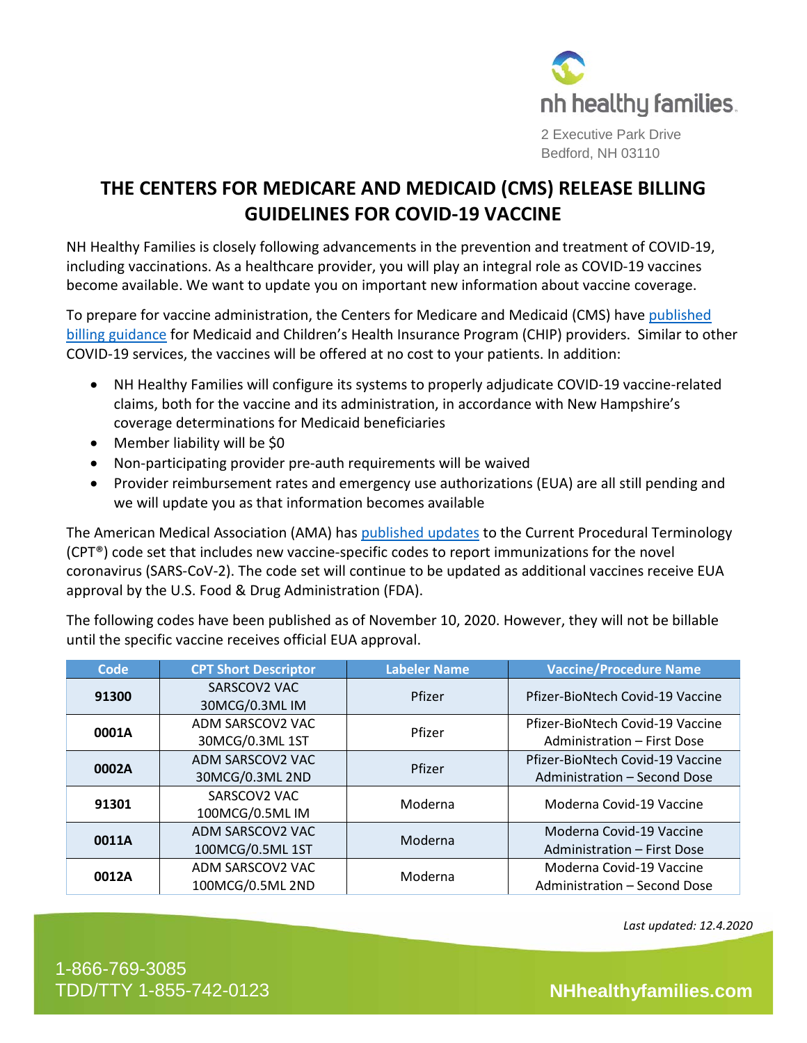nh healthy families

2 Executive Park Drive
Bedford, NH 03110

# THE CENTERS FOR MEDICARE AND MEDICAID (CMS) RELEASE BILLING GUIDELINES FOR COVID-19 VACCINE

NH Healthy Families is closely following advancements in the prevention and treatment of COVID-19, including vaccinations. As a healthcare provider, you will play an integral role as COVID-19 vaccines become available. We want to update you on important new information about vaccine coverage.

To prepare for vaccine administration, the Centers for Medicare and Medicaid (CMS) have published billing guidance for Medicaid and Children's Health Insurance Program (CHIP) providers. Similar to other COVID-19 services, the vaccines will be offered at no cost to your patients. In addition:

- NH Healthy Families will configure its systems to properly adjudicate COVID-19 vaccine-related claims, both for the vaccine and its administration, in accordance with New Hampshire's coverage determinations for Medicaid beneficiaries
- Member liability will be $0
- Non-participating provider pre-auth requirements will be waived
- Provider reimbursement rates and emergency use authorizations (EUA) are all still pending and we will update you as that information becomes available

The American Medical Association (AMA) has published updates to the Current Procedural Terminology (CPT®) code set that includes new vaccine-specific codes to report immunizations for the novel coronavirus (SARS-CoV-2). The code set will continue to be updated as additional vaccines receive EUA approval by the U.S. Food & Drug Administration (FDA).

The following codes have been published as of November 10, 2020. However, they will not be billable until the specific vaccine receives official EUA approval.

| Code | CPT Short Descriptor | Labeler Name | Vaccine/Procedure Name |
|---|---|---|---|
| **91300** | SARSCOV2 VAC 30MCG/0.3ML IM | Pfizer | Pfizer-BioNtech Covid-19 Vaccine |
| **0001A** | ADM SARSCOV2 VAC 30MCG/0.3ML 1ST | Pfizer | Pfizer-BioNtech Covid-19 Vaccine Administration – First Dose |
| **0002A** | ADM SARSCOV2 VAC 30MCG/0.3ML 2ND | Pfizer | Pfizer-BioNtech Covid-19 Vaccine Administration – Second Dose |
| **91301** | SARSCOV2 VAC 100MCG/0.5ML IM | Moderna | Moderna Covid-19 Vaccine |
| **0011A** | ADM SARSCOV2 VAC 100MCG/0.5ML 1ST | Moderna | Moderna Covid-19 Vaccine Administration – First Dose |
| **0012A** | ADM SARSCOV2 VAC 100MCG/0.5ML 2ND | Moderna | Moderna Covid-19 Vaccine Administration – Second Dose |

*Last updated: 12.4.2020*

1-866-769-3085
TDD/TTY 1-855-742-0123

NHhealthyfamilies.com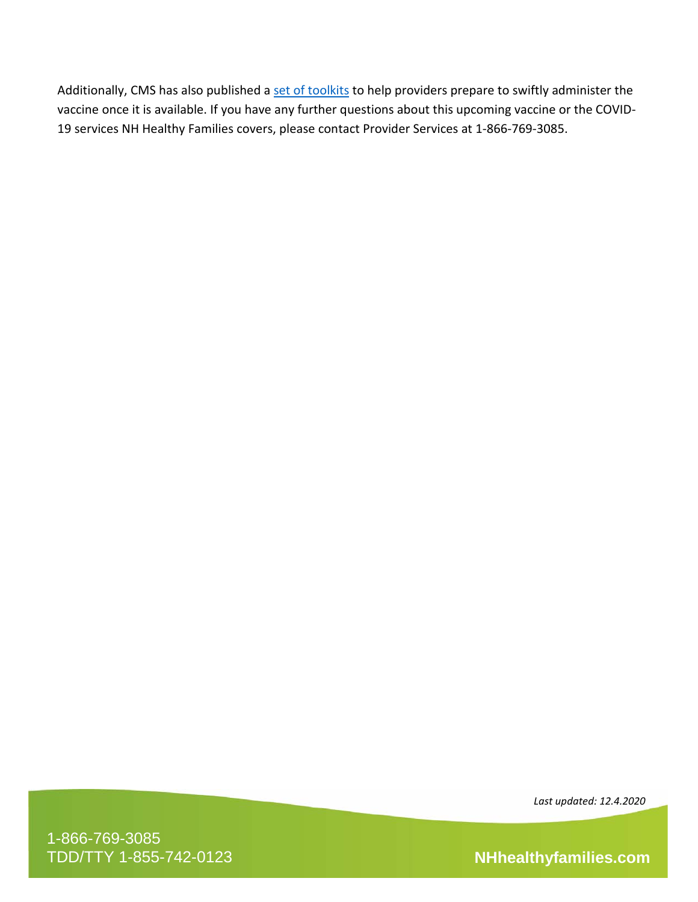Additionally, CMS has also published a set of toolkits to help providers prepare to swiftly administer the vaccine once it is available. If you have any further questions about this upcoming vaccine or the COVID-19 services NH Healthy Families covers, please contact Provider Services at 1-866-769-3085.

*Last updated: 12.4.2020*